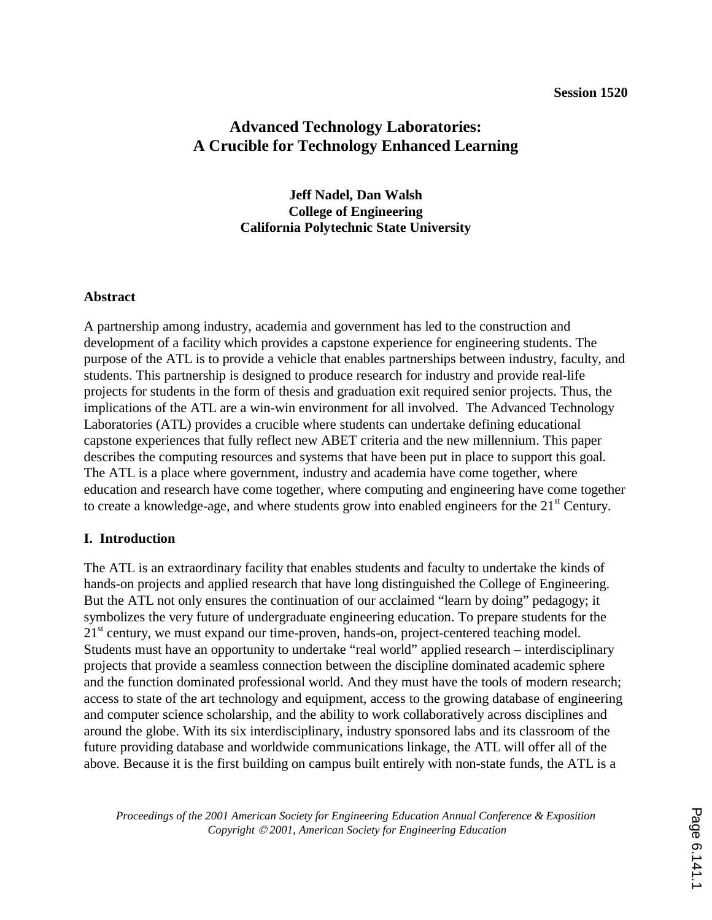Session 1520

# Advanced Technology Laboratories: A Crucible for Technology Enhanced Learning

**Jeff Nadel, Dan Walsh**
**College of Engineering**
**California Polytechnic State University**

## Abstract

A partnership among industry, academia and government has led to the construction and development of a facility which provides a capstone experience for engineering students. The purpose of the ATL is to provide a vehicle that enables partnerships between industry, faculty, and students. This partnership is designed to produce research for industry and provide real-life projects for students in the form of thesis and graduation exit required senior projects. Thus, the implications of the ATL are a win-win environment for all involved. The Advanced Technology Laboratories (ATL) provides a crucible where students can undertake defining educational capstone experiences that fully reflect new ABET criteria and the new millennium. This paper describes the computing resources and systems that have been put in place to support this goal. The ATL is a place where government, industry and academia have come together, where education and research have come together, where computing and engineering have come together to create a knowledge-age, and where students grow into enabled engineers for the 21st Century.

## I. Introduction

The ATL is an extraordinary facility that enables students and faculty to undertake the kinds of hands-on projects and applied research that have long distinguished the College of Engineering. But the ATL not only ensures the continuation of our acclaimed "learn by doing" pedagogy; it symbolizes the very future of undergraduate engineering education. To prepare students for the 21st century, we must expand our time-proven, hands-on, project-centered teaching model. Students must have an opportunity to undertake "real world" applied research – interdisciplinary projects that provide a seamless connection between the discipline dominated academic sphere and the function dominated professional world. And they must have the tools of modern research; access to state of the art technology and equipment, access to the growing database of engineering and computer science scholarship, and the ability to work collaboratively across disciplines and around the globe. With its six interdisciplinary, industry sponsored labs and its classroom of the future providing database and worldwide communications linkage, the ATL will offer all of the above. Because it is the first building on campus built entirely with non-state funds, the ATL is a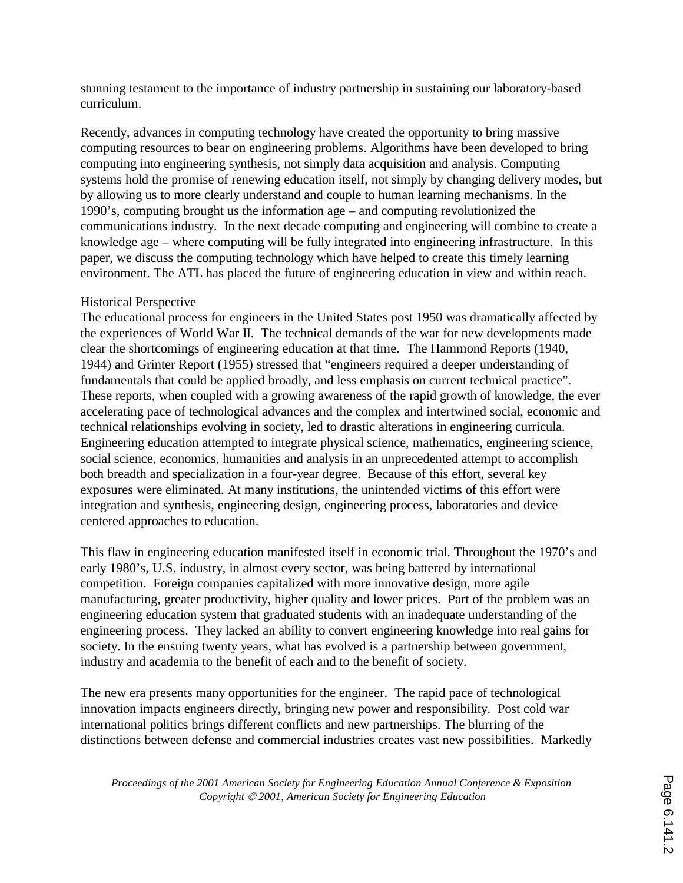stunning testament to the importance of industry partnership in sustaining our laboratory-based curriculum.

Recently, advances in computing technology have created the opportunity to bring massive computing resources to bear on engineering problems. Algorithms have been developed to bring computing into engineering synthesis, not simply data acquisition and analysis. Computing systems hold the promise of renewing education itself, not simply by changing delivery modes, but by allowing us to more clearly understand and couple to human learning mechanisms. In the 1990's, computing brought us the information age – and computing revolutionized the communications industry. In the next decade computing and engineering will combine to create a knowledge age – where computing will be fully integrated into engineering infrastructure. In this paper, we discuss the computing technology which have helped to create this timely learning environment. The ATL has placed the future of engineering education in view and within reach.

## Historical Perspective

The educational process for engineers in the United States post 1950 was dramatically affected by the experiences of World War II. The technical demands of the war for new developments made clear the shortcomings of engineering education at that time. The Hammond Reports (1940, 1944) and Grinter Report (1955) stressed that "engineers required a deeper understanding of fundamentals that could be applied broadly, and less emphasis on current technical practice". These reports, when coupled with a growing awareness of the rapid growth of knowledge, the ever accelerating pace of technological advances and the complex and intertwined social, economic and technical relationships evolving in society, led to drastic alterations in engineering curricula. Engineering education attempted to integrate physical science, mathematics, engineering science, social science, economics, humanities and analysis in an unprecedented attempt to accomplish both breadth and specialization in a four-year degree. Because of this effort, several key exposures were eliminated. At many institutions, the unintended victims of this effort were integration and synthesis, engineering design, engineering process, laboratories and device centered approaches to education.

This flaw in engineering education manifested itself in economic trial. Throughout the 1970's and early 1980's, U.S. industry, in almost every sector, was being battered by international competition. Foreign companies capitalized with more innovative design, more agile manufacturing, greater productivity, higher quality and lower prices. Part of the problem was an engineering education system that graduated students with an inadequate understanding of the engineering process. They lacked an ability to convert engineering knowledge into real gains for society. In the ensuing twenty years, what has evolved is a partnership between government, industry and academia to the benefit of each and to the benefit of society.

The new era presents many opportunities for the engineer. The rapid pace of technological innovation impacts engineers directly, bringing new power and responsibility. Post cold war international politics brings different conflicts and new partnerships. The blurring of the distinctions between defense and commercial industries creates vast new possibilities. Markedly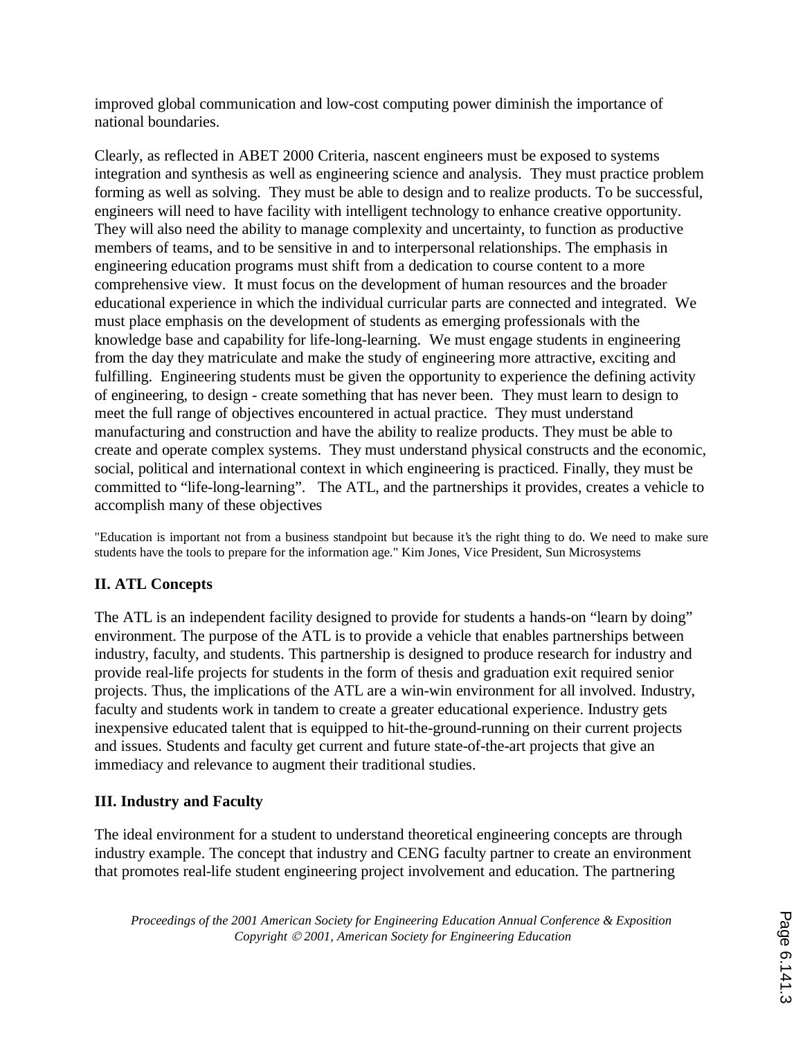improved global communication and low-cost computing power diminish the importance of national boundaries.

Clearly, as reflected in ABET 2000 Criteria, nascent engineers must be exposed to systems integration and synthesis as well as engineering science and analysis. They must practice problem forming as well as solving. They must be able to design and to realize products. To be successful, engineers will need to have facility with intelligent technology to enhance creative opportunity. They will also need the ability to manage complexity and uncertainty, to function as productive members of teams, and to be sensitive in and to interpersonal relationships. The emphasis in engineering education programs must shift from a dedication to course content to a more comprehensive view. It must focus on the development of human resources and the broader educational experience in which the individual curricular parts are connected and integrated. We must place emphasis on the development of students as emerging professionals with the knowledge base and capability for life-long-learning. We must engage students in engineering from the day they matriculate and make the study of engineering more attractive, exciting and fulfilling. Engineering students must be given the opportunity to experience the defining activity of engineering, to design - create something that has never been. They must learn to design to meet the full range of objectives encountered in actual practice. They must understand manufacturing and construction and have the ability to realize products. They must be able to create and operate complex systems. They must understand physical constructs and the economic, social, political and international context in which engineering is practiced. Finally, they must be committed to "life-long-learning". The ATL, and the partnerships it provides, creates a vehicle to accomplish many of these objectives

"Education is important not from a business standpoint but because it's the right thing to do. We need to make sure students have the tools to prepare for the information age." Kim Jones, Vice President, Sun Microsystems

## II. ATL Concepts

The ATL is an independent facility designed to provide for students a hands-on "learn by doing" environment. The purpose of the ATL is to provide a vehicle that enables partnerships between industry, faculty, and students. This partnership is designed to produce research for industry and provide real-life projects for students in the form of thesis and graduation exit required senior projects. Thus, the implications of the ATL are a win-win environment for all involved. Industry, faculty and students work in tandem to create a greater educational experience. Industry gets inexpensive educated talent that is equipped to hit-the-ground-running on their current projects and issues. Students and faculty get current and future state-of-the-art projects that give an immediacy and relevance to augment their traditional studies.

## III. Industry and Faculty

The ideal environment for a student to understand theoretical engineering concepts are through industry example. The concept that industry and CENG faculty partner to create an environment that promotes real-life student engineering project involvement and education. The partnering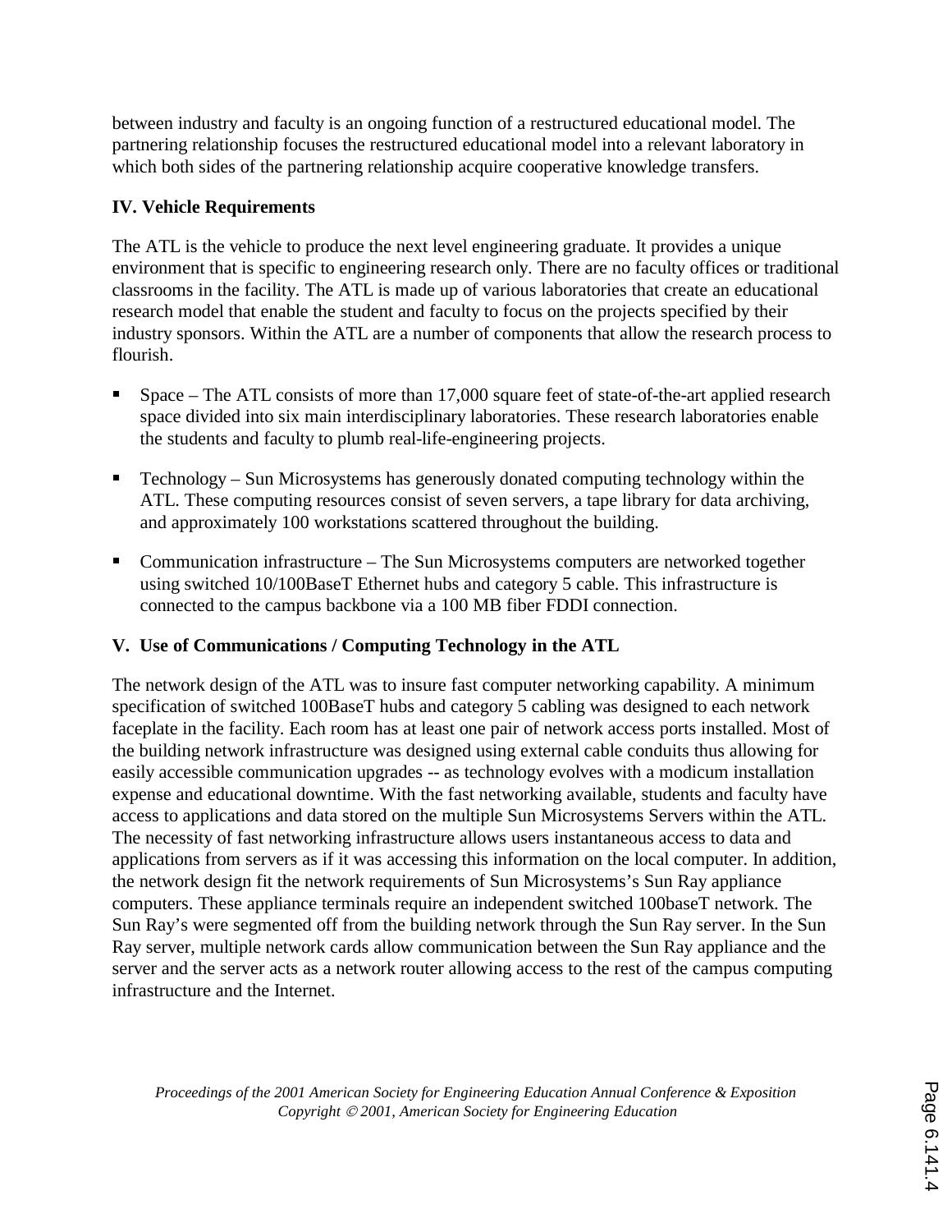between industry and faculty is an ongoing function of a restructured educational model. The partnering relationship focuses the restructured educational model into a relevant laboratory in which both sides of the partnering relationship acquire cooperative knowledge transfers.

## IV. Vehicle Requirements

The ATL is the vehicle to produce the next level engineering graduate. It provides a unique environment that is specific to engineering research only. There are no faculty offices or traditional classrooms in the facility. The ATL is made up of various laboratories that create an educational research model that enable the student and faculty to focus on the projects specified by their industry sponsors. Within the ATL are a number of components that allow the research process to flourish.

- Space – The ATL consists of more than 17,000 square feet of state-of-the-art applied research space divided into six main interdisciplinary laboratories. These research laboratories enable the students and faculty to plumb real-life-engineering projects.

- Technology – Sun Microsystems has generously donated computing technology within the ATL. These computing resources consist of seven servers, a tape library for data archiving, and approximately 100 workstations scattered throughout the building.

- Communication infrastructure – The Sun Microsystems computers are networked together using switched 10/100BaseT Ethernet hubs and category 5 cable. This infrastructure is connected to the campus backbone via a 100 MB fiber FDDI connection.

## V. Use of Communications / Computing Technology in the ATL

The network design of the ATL was to insure fast computer networking capability. A minimum specification of switched 100BaseT hubs and category 5 cabling was designed to each network faceplate in the facility. Each room has at least one pair of network access ports installed. Most of the building network infrastructure was designed using external cable conduits thus allowing for easily accessible communication upgrades -- as technology evolves with a modicum installation expense and educational downtime. With the fast networking available, students and faculty have access to applications and data stored on the multiple Sun Microsystems Servers within the ATL. The necessity of fast networking infrastructure allows users instantaneous access to data and applications from servers as if it was accessing this information on the local computer. In addition, the network design fit the network requirements of Sun Microsystems's Sun Ray appliance computers. These appliance terminals require an independent switched 100baseT network. The Sun Ray's were segmented off from the building network through the Sun Ray server. In the Sun Ray server, multiple network cards allow communication between the Sun Ray appliance and the server and the server acts as a network router allowing access to the rest of the campus computing infrastructure and the Internet.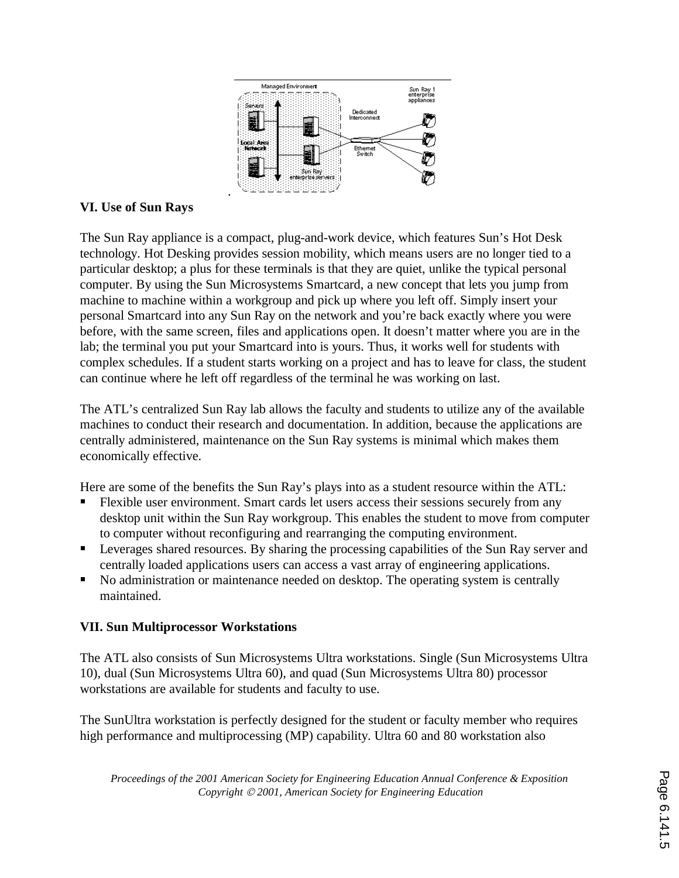### VI. Use of Sun Rays

The Sun Ray appliance is a compact, plug-and-work device, which features Sun's Hot Desk technology. Hot Desking provides session mobility, which means users are no longer tied to a particular desktop; a plus for these terminals is that they are quiet, unlike the typical personal computer. By using the Sun Microsystems Smartcard, a new concept that lets you jump from machine to machine within a workgroup and pick up where you left off. Simply insert your personal Smartcard into any Sun Ray on the network and you're back exactly where you were before, with the same screen, files and applications open. It doesn't matter where you are in the lab; the terminal you put your Smartcard into is yours. Thus, it works well for students with complex schedules. If a student starts working on a project and has to leave for class, the student can continue where he left off regardless of the terminal he was working on last.

The ATL's centralized Sun Ray lab allows the faculty and students to utilize any of the available machines to conduct their research and documentation. In addition, because the applications are centrally administered, maintenance on the Sun Ray systems is minimal which makes them economically effective.

Here are some of the benefits the Sun Ray's plays into as a student resource within the ATL:

- Flexible user environment. Smart cards let users access their sessions securely from any desktop unit within the Sun Ray workgroup. This enables the student to move from computer to computer without reconfiguring and rearranging the computing environment.
- Leverages shared resources. By sharing the processing capabilities of the Sun Ray server and centrally loaded applications users can access a vast array of engineering applications.
- No administration or maintenance needed on desktop. The operating system is centrally maintained.

### VII. Sun Multiprocessor Workstations

The ATL also consists of Sun Microsystems Ultra workstations. Single (Sun Microsystems Ultra 10), dual (Sun Microsystems Ultra 60), and quad (Sun Microsystems Ultra 80) processor workstations are available for students and faculty to use.

The SunUltra workstation is perfectly designed for the student or faculty member who requires high performance and multiprocessing (MP) capability. Ultra 60 and 80 workstation also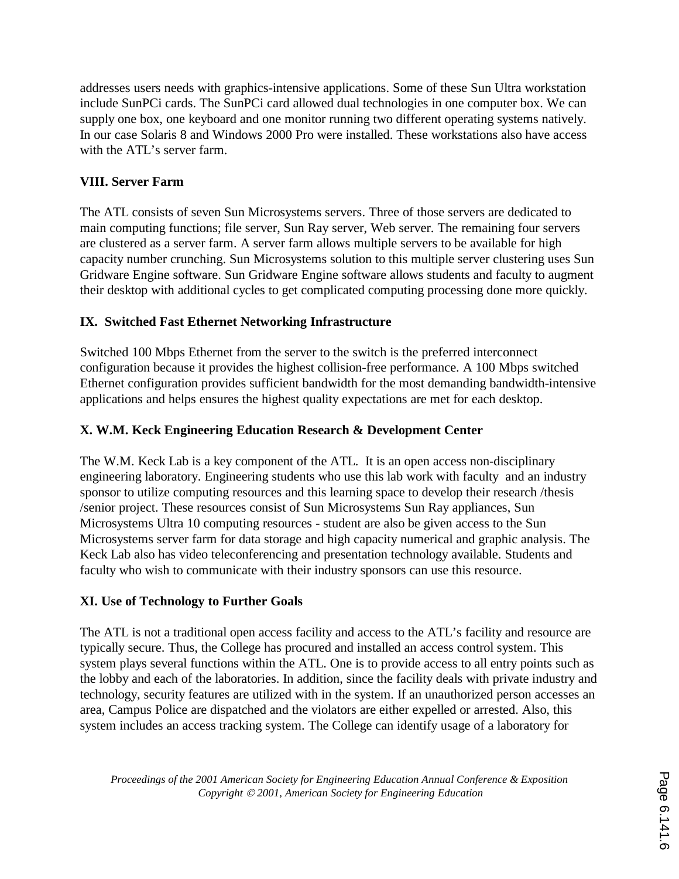addresses users needs with graphics-intensive applications. Some of these Sun Ultra workstation include SunPCi cards. The SunPCi card allowed dual technologies in one computer box. We can supply one box, one keyboard and one monitor running two different operating systems natively. In our case Solaris 8 and Windows 2000 Pro were installed. These workstations also have access with the ATL's server farm.

**VIII. Server Farm**

The ATL consists of seven Sun Microsystems servers. Three of those servers are dedicated to main computing functions; file server, Sun Ray server, Web server. The remaining four servers are clustered as a server farm. A server farm allows multiple servers to be available for high capacity number crunching. Sun Microsystems solution to this multiple server clustering uses Sun Gridware Engine software. Sun Gridware Engine software allows students and faculty to augment their desktop with additional cycles to get complicated computing processing done more quickly.

**IX. Switched Fast Ethernet Networking Infrastructure**

Switched 100 Mbps Ethernet from the server to the switch is the preferred interconnect configuration because it provides the highest collision-free performance. A 100 Mbps switched Ethernet configuration provides sufficient bandwidth for the most demanding bandwidth-intensive applications and helps ensures the highest quality expectations are met for each desktop.

**X. W.M. Keck Engineering Education Research & Development Center**

The W.M. Keck Lab is a key component of the ATL. It is an open access non-disciplinary engineering laboratory. Engineering students who use this lab work with faculty and an industry sponsor to utilize computing resources and this learning space to develop their research /thesis /senior project. These resources consist of Sun Microsystems Sun Ray appliances, Sun Microsystems Ultra 10 computing resources - student are also be given access to the Sun Microsystems server farm for data storage and high capacity numerical and graphic analysis. The Keck Lab also has video teleconferencing and presentation technology available. Students and faculty who wish to communicate with their industry sponsors can use this resource.

**XI. Use of Technology to Further Goals**

The ATL is not a traditional open access facility and access to the ATL's facility and resource are typically secure. Thus, the College has procured and installed an access control system. This system plays several functions within the ATL. One is to provide access to all entry points such as the lobby and each of the laboratories. In addition, since the facility deals with private industry and technology, security features are utilized with in the system. If an unauthorized person accesses an area, Campus Police are dispatched and the violators are either expelled or arrested. Also, this system includes an access tracking system. The College can identify usage of a laboratory for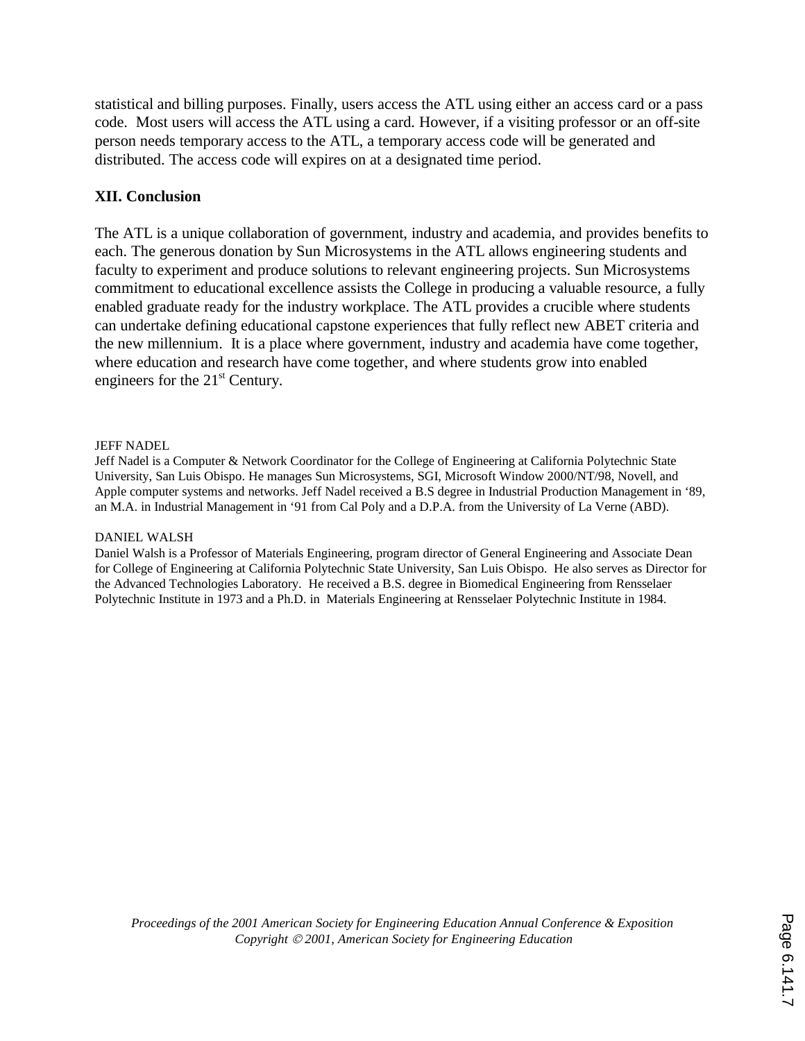statistical and billing purposes. Finally, users access the ATL using either an access card or a pass code. Most users will access the ATL using a card. However, if a visiting professor or an off-site person needs temporary access to the ATL, a temporary access code will be generated and distributed. The access code will expires on at a designated time period.

## XII. Conclusion

The ATL is a unique collaboration of government, industry and academia, and provides benefits to each. The generous donation by Sun Microsystems in the ATL allows engineering students and faculty to experiment and produce solutions to relevant engineering projects. Sun Microsystems commitment to educational excellence assists the College in producing a valuable resource, a fully enabled graduate ready for the industry workplace. The ATL provides a crucible where students can undertake defining educational capstone experiences that fully reflect new ABET criteria and the new millennium. It is a place where government, industry and academia have come together, where education and research have come together, and where students grow into enabled engineers for the 21st Century.

JEFF NADEL
Jeff Nadel is a Computer & Network Coordinator for the College of Engineering at California Polytechnic State University, San Luis Obispo. He manages Sun Microsystems, SGI, Microsoft Window 2000/NT/98, Novell, and Apple computer systems and networks. Jeff Nadel received a B.S degree in Industrial Production Management in '89, an M.A. in Industrial Management in '91 from Cal Poly and a D.P.A. from the University of La Verne (ABD).

DANIEL WALSH
Daniel Walsh is a Professor of Materials Engineering, program director of General Engineering and Associate Dean for College of Engineering at California Polytechnic State University, San Luis Obispo. He also serves as Director for the Advanced Technologies Laboratory. He received a B.S. degree in Biomedical Engineering from Rensselaer Polytechnic Institute in 1973 and a Ph.D. in Materials Engineering at Rensselaer Polytechnic Institute in 1984.